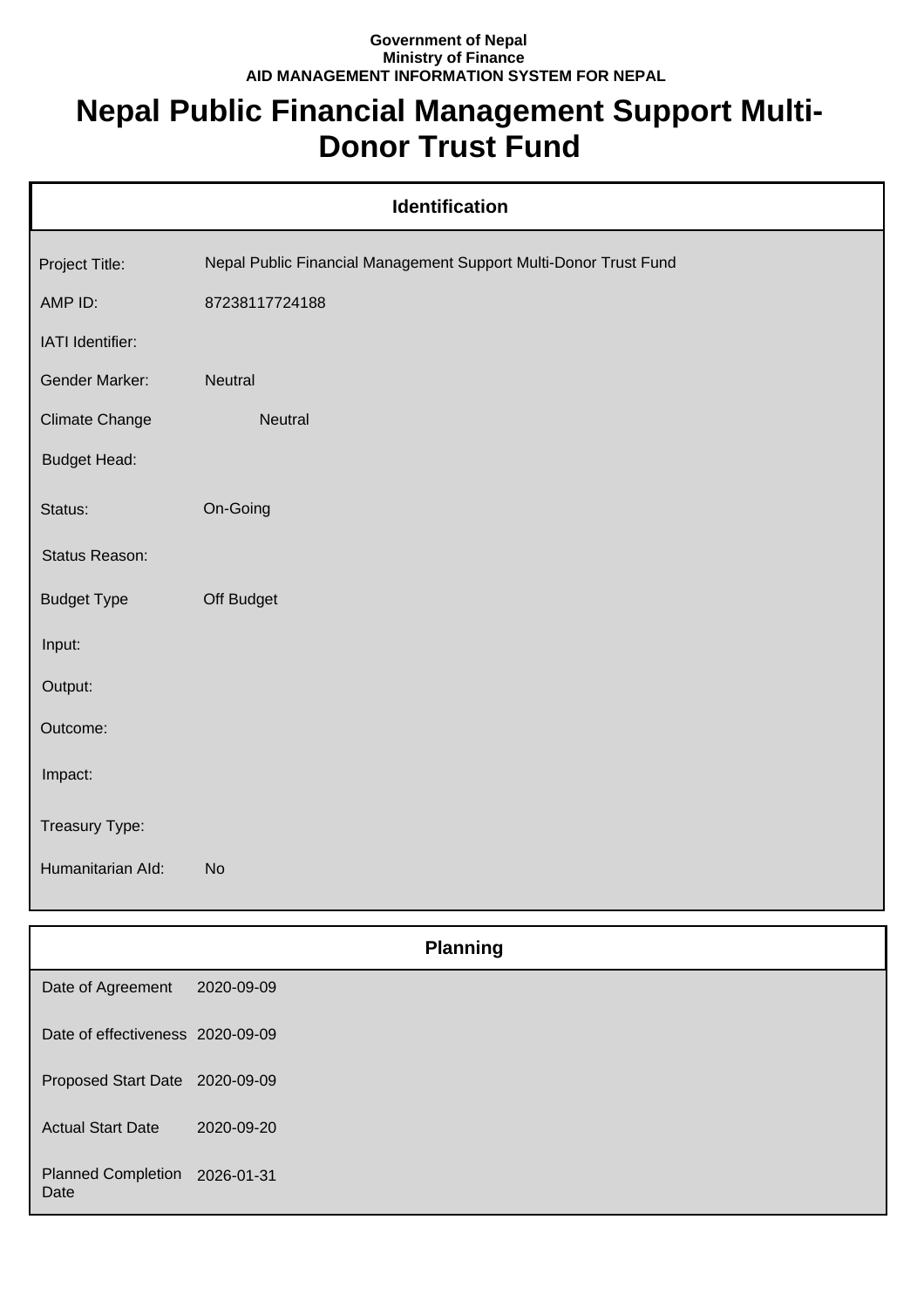**Government of Nepal**
**Ministry of Finance**
**AID MANAGEMENT INFORMATION SYSTEM FOR NEPAL**

# Nepal Public Financial Management Support Multi-Donor Trust Fund

## Identification

| | |
|---|---|
| Project Title: | Nepal Public Financial Management Support Multi-Donor Trust Fund |
| AMP ID: | 87238117724188 |
| IATI Identifier: | |
| Gender Marker: | Neutral |
| Climate Change | Neutral |
| Budget Head: | |
| Status: | On-Going |
| Status Reason: | |
| Budget Type | Off Budget |
| Input: | |
| Output: | |
| Outcome: | |
| Impact: | |
| Treasury Type: | |
| Humanitarian AId: | No |

## Planning

| | |
|---|---|
| Date of Agreement | 2020-09-09 |
| Date of effectiveness | 2020-09-09 |
| Proposed Start Date | 2020-09-09 |
| Actual Start Date | 2020-09-20 |
| Planned Completion Date | 2026-01-31 |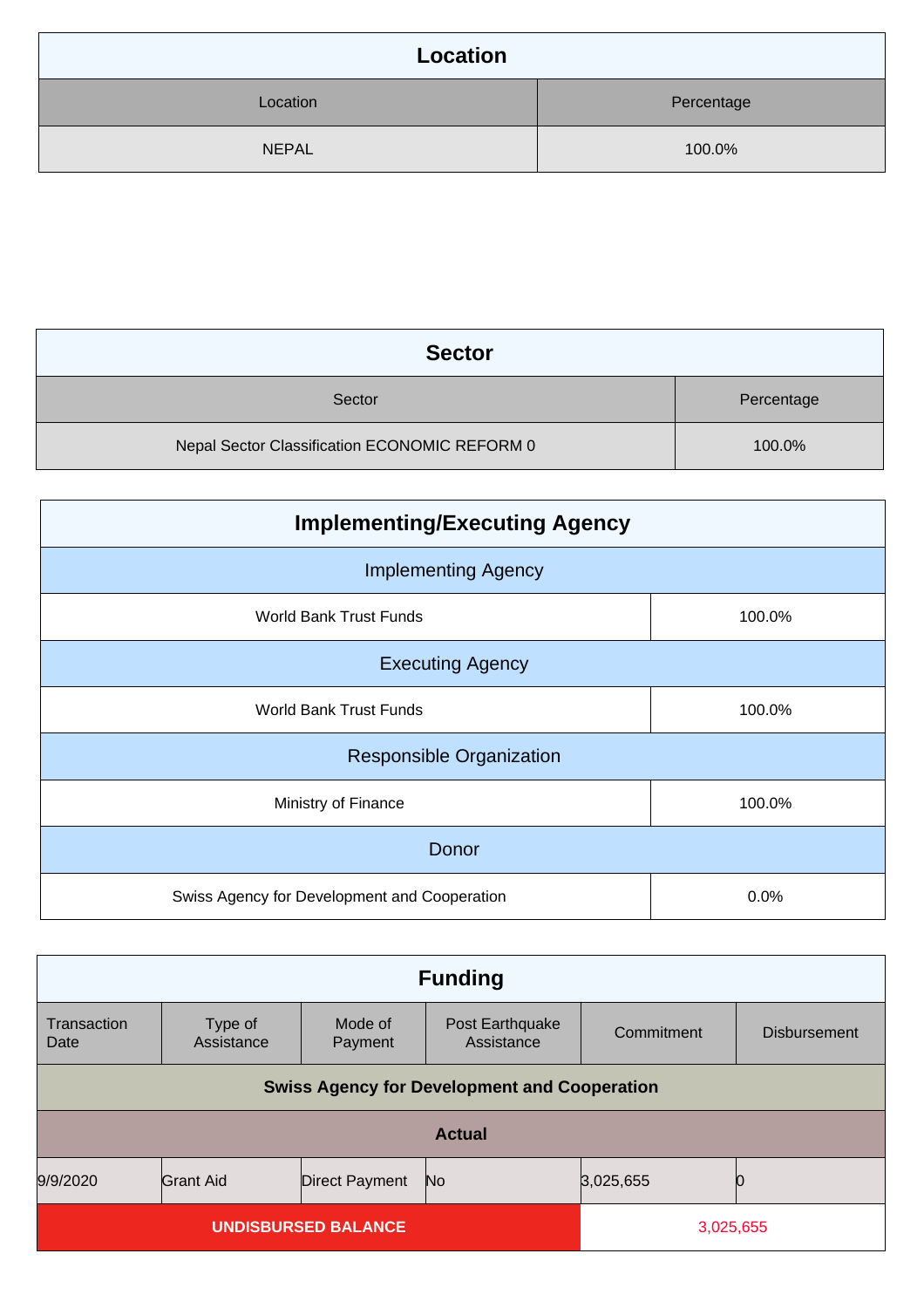## Location

| Location | Percentage |
|---|---|
| NEPAL | 100.0% |

## Sector

| Sector | Percentage |
|---|---|
| Nepal Sector Classification ECONOMIC REFORM 0 | 100.0% |

## Implementing/Executing Agency

| Implementing Agency | |
|---|---|
| World Bank Trust Funds | 100.0% |
| **Executing Agency** | |
| World Bank Trust Funds | 100.0% |
| **Responsible Organization** | |
| Ministry of Finance | 100.0% |
| **Donor** | |
| Swiss Agency for Development and Cooperation | 0.0% |

## Funding

| Transaction Date | Type of Assistance | Mode of Payment | Post Earthquake Assistance | Commitment | Disbursement |
|---|---|---|---|---|---|
| **Swiss Agency for Development and Cooperation** | | | | | |
| **Actual** | | | | | |
| 9/9/2020 | Grant Aid | Direct Payment | No | 3,025,655 | 0 |
| **UNDISBURSED BALANCE** | | | | 3,025,655 | |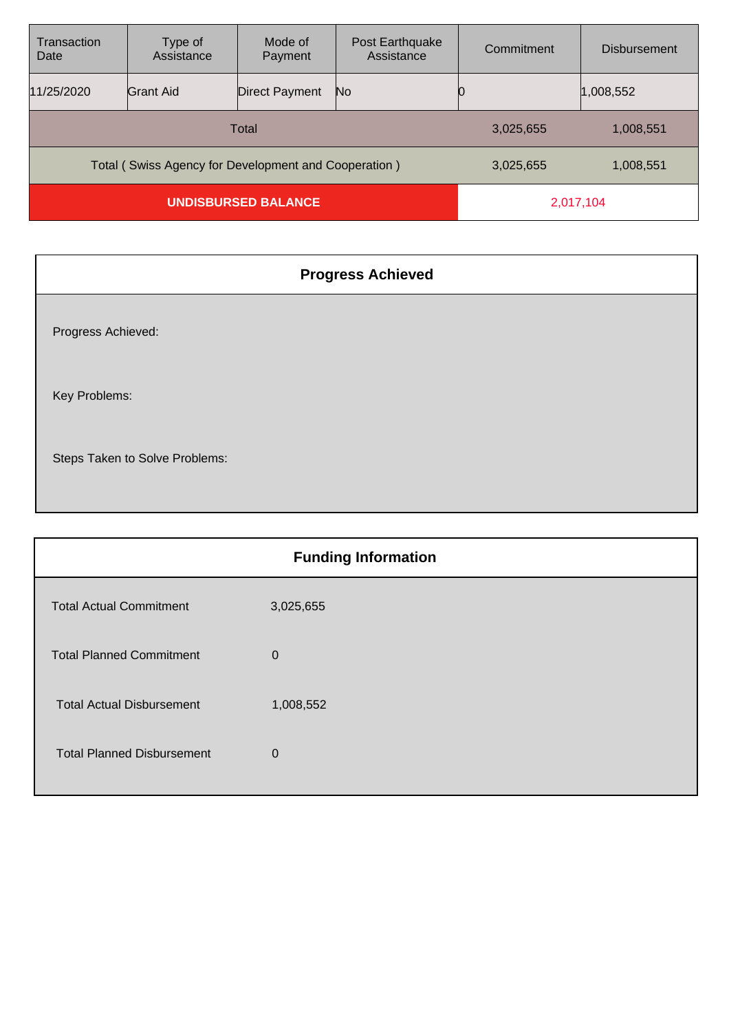| Transaction Date | Type of Assistance | Mode of Payment | Post Earthquake Assistance | Commitment | Disbursement |
|---|---|---|---|---|---|
| 11/25/2020 | Grant Aid | Direct Payment | No | 0 | 1,008,552 |
| Total | | | | 3,025,655 | 1,008,551 |
| Total ( Swiss Agency for Development and Cooperation ) | | | | 3,025,655 | 1,008,551 |
| **UNDISBURSED BALANCE** | | | | 2,017,104 | |

## Progress Achieved

Progress Achieved:

Key Problems:

Steps Taken to Solve Problems:

## Funding Information

| | |
|---|---|
| Total Actual Commitment | 3,025,655 |
| Total Planned Commitment | 0 |
| Total Actual Disbursement | 1,008,552 |
| Total Planned Disbursement | 0 |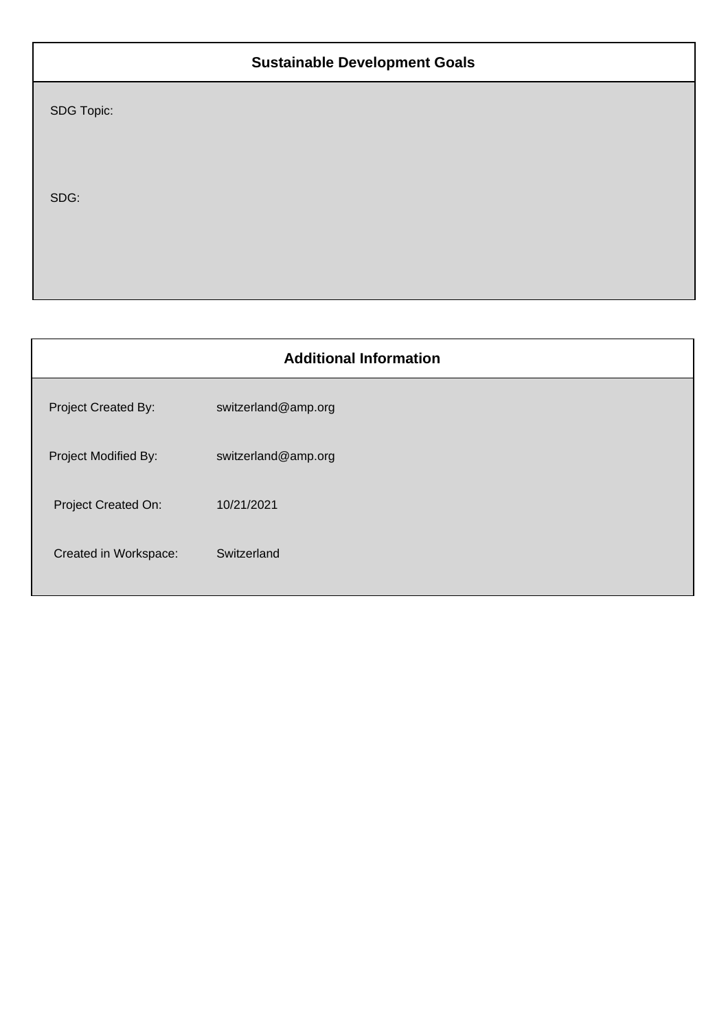## Sustainable Development Goals

SDG Topic:

SDG:

## Additional Information

| | |
|---|---|
| Project Created By: | switzerland@amp.org |
| Project Modified By: | switzerland@amp.org |
| Project Created On: | 10/21/2021 |
| Created in Workspace: | Switzerland |